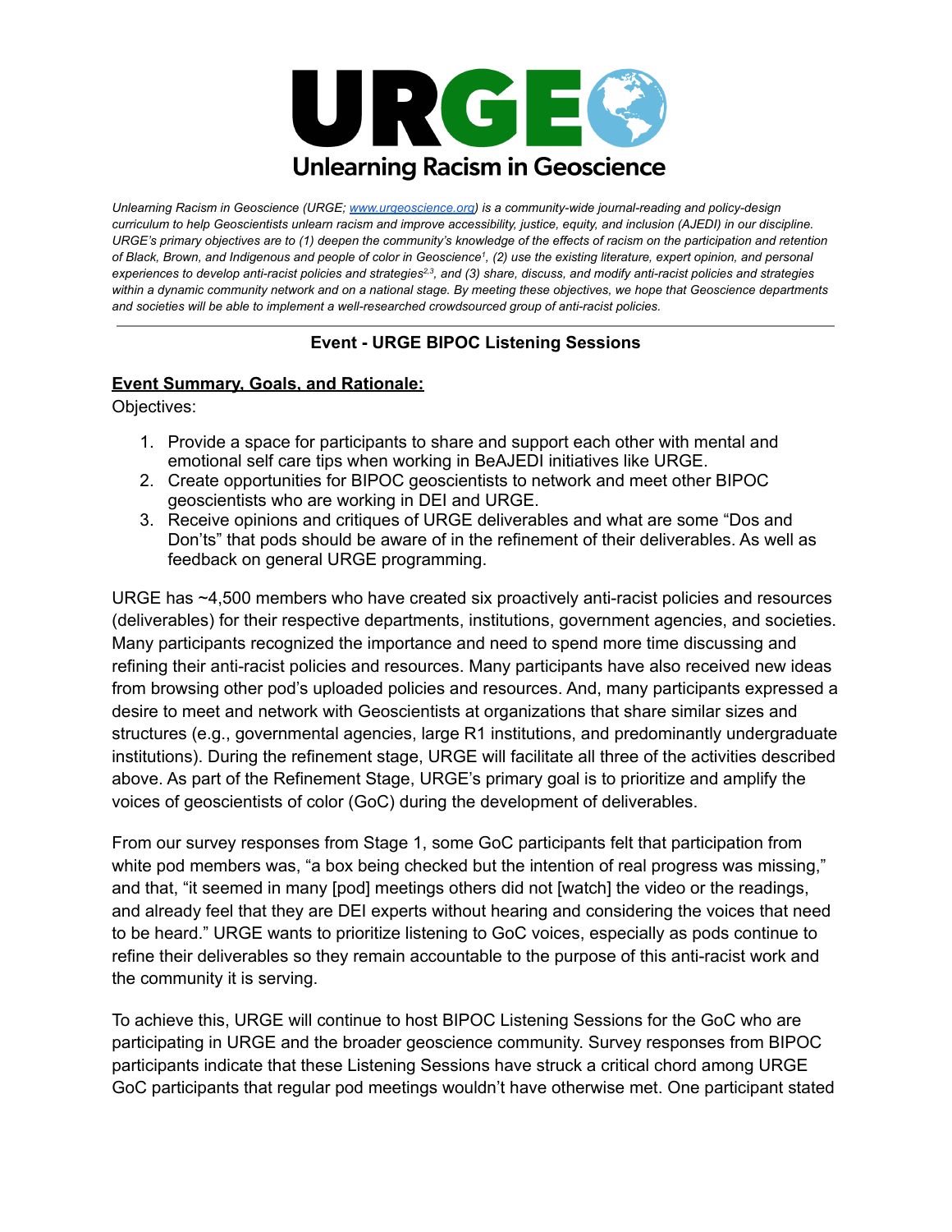# URGE

## Unlearning Racism in Geoscience

*Unlearning Racism in Geoscience (URGE; [www.urgeoscience.org](www.urgeoscience.org)) is a community-wide journal-reading and policy-design curriculum to help Geoscientists unlearn racism and improve accessibility, justice, equity, and inclusion (AJEDI) in our discipline. URGE's primary objectives are to (1) deepen the community's knowledge of the effects of racism on the participation and retention of Black, Brown, and Indigenous and people of color in Geoscience[1], (2) use the existing literature, expert opinion, and personal experiences to develop anti-racist policies and strategies[2,3], and (3) share, discuss, and modify anti-racist policies and strategies within a dynamic community network and on a national stage. By meeting these objectives, we hope that Geoscience departments and societies will be able to implement a well-researched crowdsourced group of anti-racist policies.*

---

### Event - URGE BIPOC Listening Sessions

**Event Summary, Goals, and Rationale:**

Objectives:

1. Provide a space for participants to share and support each other with mental and emotional self care tips when working in BeAJEDI initiatives like URGE.
2. Create opportunities for BIPOC geoscientists to network and meet other BIPOC geoscientists who are working in DEI and URGE.
3. Receive opinions and critiques of URGE deliverables and what are some "Dos and Don'ts" that pods should be aware of in the refinement of their deliverables. As well as feedback on general URGE programming.

URGE has ~4,500 members who have created six proactively anti-racist policies and resources (deliverables) for their respective departments, institutions, government agencies, and societies. Many participants recognized the importance and need to spend more time discussing and refining their anti-racist policies and resources. Many participants have also received new ideas from browsing other pod's uploaded policies and resources. And, many participants expressed a desire to meet and network with Geoscientists at organizations that share similar sizes and structures (e.g., governmental agencies, large R1 institutions, and predominantly undergraduate institutions). During the refinement stage, URGE will facilitate all three of the activities described above. As part of the Refinement Stage, URGE's primary goal is to prioritize and amplify the voices of geoscientists of color (GoC) during the development of deliverables.

From our survey responses from Stage 1, some GoC participants felt that participation from white pod members was, "a box being checked but the intention of real progress was missing," and that, "it seemed in many [pod] meetings others did not [watch] the video or the readings, and already feel that they are DEI experts without hearing and considering the voices that need to be heard." URGE wants to prioritize listening to GoC voices, especially as pods continue to refine their deliverables so they remain accountable to the purpose of this anti-racist work and the community it is serving.

To achieve this, URGE will continue to host BIPOC Listening Sessions for the GoC who are participating in URGE and the broader geoscience community. Survey responses from BIPOC participants indicate that these Listening Sessions have struck a critical chord among URGE GoC participants that regular pod meetings wouldn't have otherwise met. One participant stated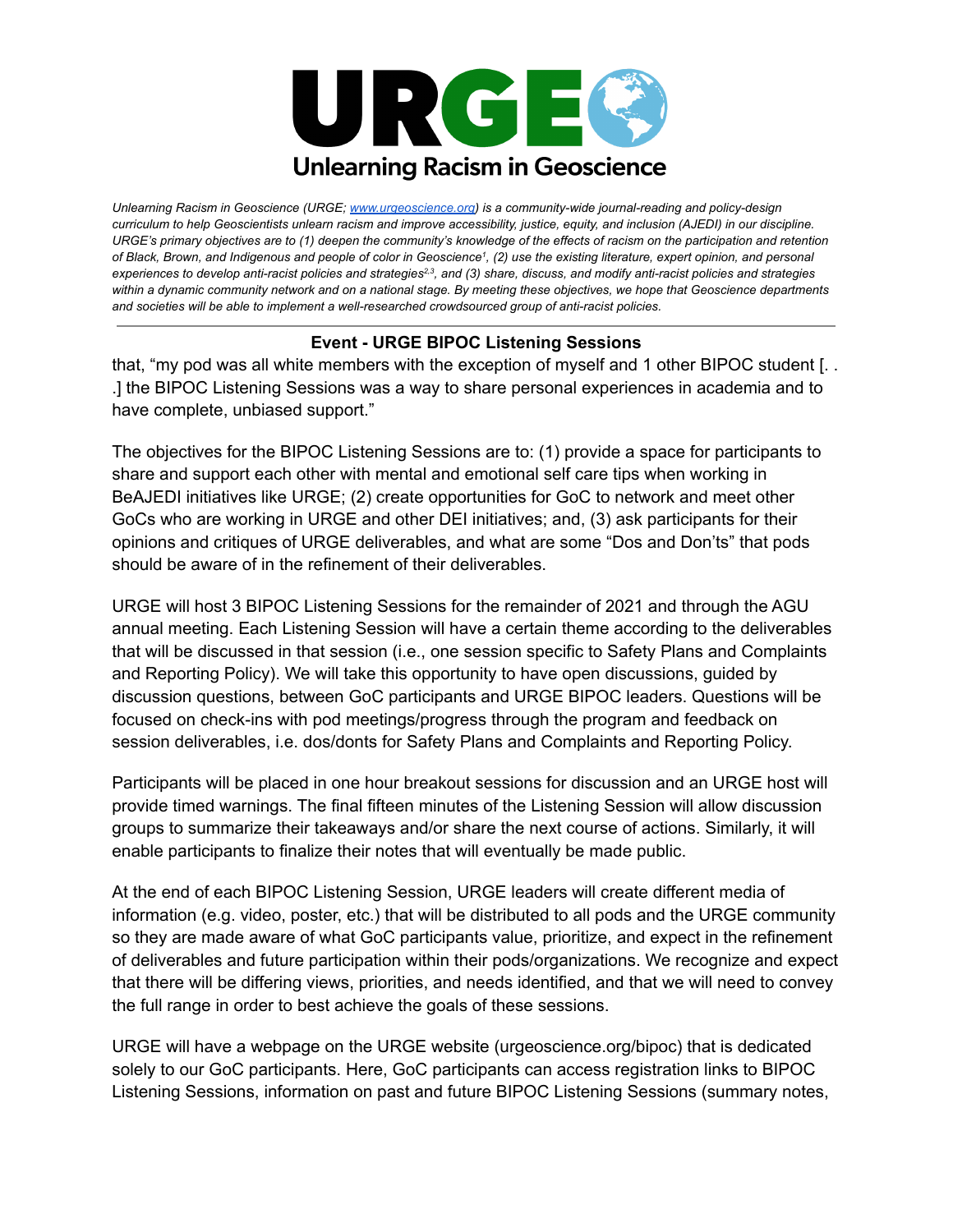Unlearning Racism in Geoscience

*Unlearning Racism in Geoscience (URGE; [www.urgeoscience.org](http://www.urgeoscience.org)) is a community-wide journal-reading and policy-design curriculum to help Geoscientists unlearn racism and improve accessibility, justice, equity, and inclusion (AJEDI) in our discipline. URGE's primary objectives are to (1) deepen the community's knowledge of the effects of racism on the participation and retention of Black, Brown, and Indigenous and people of color in Geoscience[1], (2) use the existing literature, expert opinion, and personal experiences to develop anti-racist policies and strategies[2,3], and (3) share, discuss, and modify anti-racist policies and strategies within a dynamic community network and on a national stage. By meeting these objectives, we hope that Geoscience departments and societies will be able to implement a well-researched crowdsourced group of anti-racist policies.*

---

**Event - URGE BIPOC Listening Sessions**

that, "my pod was all white members with the exception of myself and 1 other BIPOC student [. . .] the BIPOC Listening Sessions was a way to share personal experiences in academia and to have complete, unbiased support."

The objectives for the BIPOC Listening Sessions are to: (1) provide a space for participants to share and support each other with mental and emotional self care tips when working in BeAJEDI initiatives like URGE; (2) create opportunities for GoC to network and meet other GoCs who are working in URGE and other DEI initiatives; and, (3) ask participants for their opinions and critiques of URGE deliverables, and what are some "Dos and Don'ts" that pods should be aware of in the refinement of their deliverables.

URGE will host 3 BIPOC Listening Sessions for the remainder of 2021 and through the AGU annual meeting. Each Listening Session will have a certain theme according to the deliverables that will be discussed in that session (i.e., one session specific to Safety Plans and Complaints and Reporting Policy). We will take this opportunity to have open discussions, guided by discussion questions, between GoC participants and URGE BIPOC leaders. Questions will be focused on check-ins with pod meetings/progress through the program and feedback on session deliverables, i.e. dos/donts for Safety Plans and Complaints and Reporting Policy.

Participants will be placed in one hour breakout sessions for discussion and an URGE host will provide timed warnings. The final fifteen minutes of the Listening Session will allow discussion groups to summarize their takeaways and/or share the next course of actions. Similarly, it will enable participants to finalize their notes that will eventually be made public.

At the end of each BIPOC Listening Session, URGE leaders will create different media of information (e.g. video, poster, etc.) that will be distributed to all pods and the URGE community so they are made aware of what GoC participants value, prioritize, and expect in the refinement of deliverables and future participation within their pods/organizations. We recognize and expect that there will be differing views, priorities, and needs identified, and that we will need to convey the full range in order to best achieve the goals of these sessions.

URGE will have a webpage on the URGE website (urgeoscience.org/bipoc) that is dedicated solely to our GoC participants. Here, GoC participants can access registration links to BIPOC Listening Sessions, information on past and future BIPOC Listening Sessions (summary notes,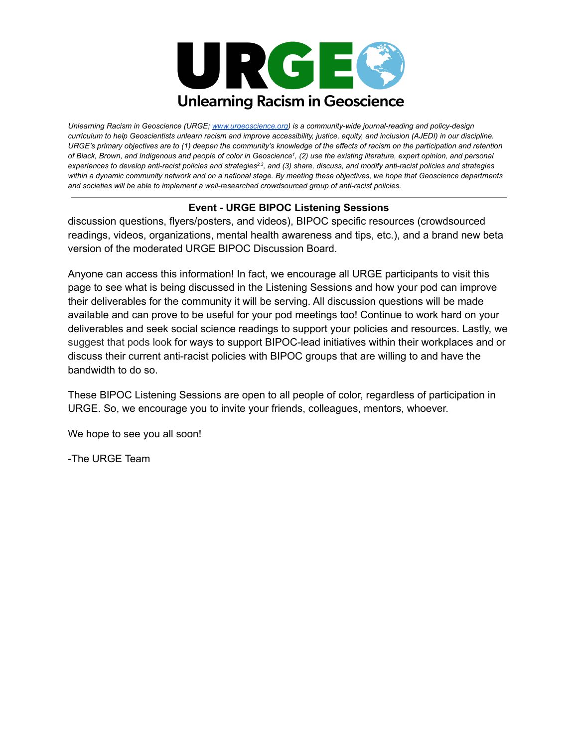# URGE Unlearning Racism in Geoscience

*Unlearning Racism in Geoscience (URGE; [www.urgeoscience.org](http://www.urgeoscience.org)) is a community-wide journal-reading and policy-design curriculum to help Geoscientists unlearn racism and improve accessibility, justice, equity, and inclusion (AJEDI) in our discipline. URGE's primary objectives are to (1) deepen the community's knowledge of the effects of racism on the participation and retention of Black, Brown, and Indigenous and people of color in Geoscience[1], (2) use the existing literature, expert opinion, and personal experiences to develop anti-racist policies and strategies[2,3], and (3) share, discuss, and modify anti-racist policies and strategies within a dynamic community network and on a national stage. By meeting these objectives, we hope that Geoscience departments and societies will be able to implement a well-researched crowdsourced group of anti-racist policies.*

---

**Event - URGE BIPOC Listening Sessions**

discussion questions, flyers/posters, and videos), BIPOC specific resources (crowdsourced readings, videos, organizations, mental health awareness and tips, etc.), and a brand new beta version of the moderated URGE BIPOC Discussion Board.

Anyone can access this information! In fact, we encourage all URGE participants to visit this page to see what is being discussed in the Listening Sessions and how your pod can improve their deliverables for the community it will be serving. All discussion questions will be made available and can prove to be useful for your pod meetings too! Continue to work hard on your deliverables and seek social science readings to support your policies and resources. Lastly, we suggest that pods look for ways to support BIPOC-lead initiatives within their workplaces and or discuss their current anti-racist policies with BIPOC groups that are willing to and have the bandwidth to do so.

These BIPOC Listening Sessions are open to all people of color, regardless of participation in URGE. So, we encourage you to invite your friends, colleagues, mentors, whoever.

We hope to see you all soon!

-The URGE Team